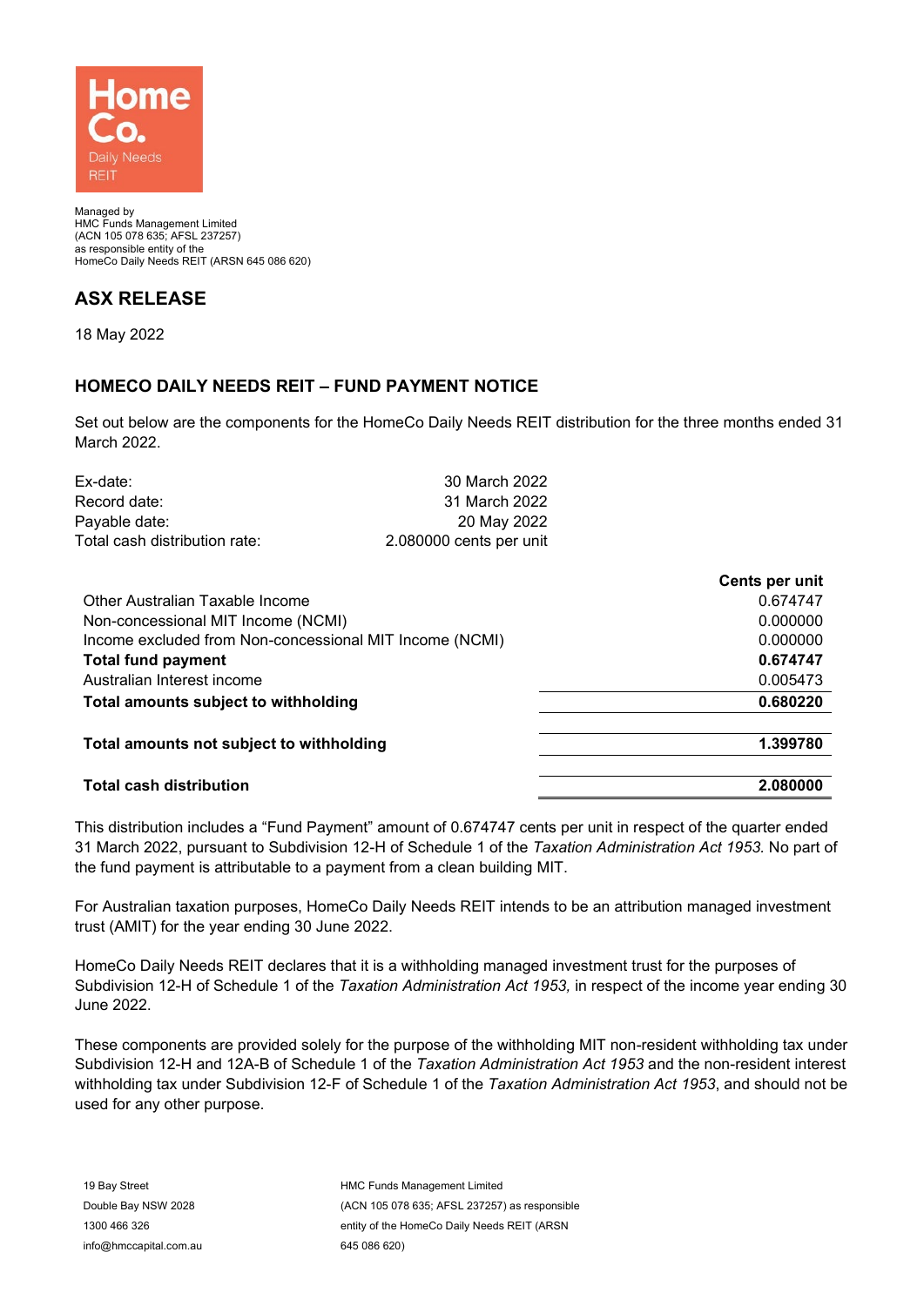Home Co. Daily Needs REIT

Managed by
HMC Funds Management Limited
(ACN 105 078 635; AFSL 237257)
as responsible entity of the
HomeCo Daily Needs REIT (ARSN 645 086 620)

## ASX RELEASE

18 May 2022

## HOMECO DAILY NEEDS REIT – FUND PAYMENT NOTICE

Set out below are the components for the HomeCo Daily Needs REIT distribution for the three months ended 31 March 2022.

| | |
|---|---|
| Ex-date: | 30 March 2022 |
| Record date: | 31 March 2022 |
| Payable date: | 20 May 2022 |
| Total cash distribution rate: | 2.080000 cents per unit |

| | Cents per unit |
|---|---|
| Other Australian Taxable Income | 0.674747 |
| Non-concessional MIT Income (NCMI) | 0.000000 |
| Income excluded from Non-concessional MIT Income (NCMI) | 0.000000 |
| **Total fund payment** | **0.674747** |
| Australian Interest income | 0.005473 |
| **Total amounts subject to withholding** | **0.680220** |
| **Total amounts not subject to withholding** | **1.399780** |
| **Total cash distribution** | **2.080000** |

This distribution includes a "Fund Payment" amount of 0.674747 cents per unit in respect of the quarter ended 31 March 2022, pursuant to Subdivision 12-H of Schedule 1 of the *Taxation Administration Act 1953.* No part of the fund payment is attributable to a payment from a clean building MIT.

For Australian taxation purposes, HomeCo Daily Needs REIT intends to be an attribution managed investment trust (AMIT) for the year ending 30 June 2022.

HomeCo Daily Needs REIT declares that it is a withholding managed investment trust for the purposes of Subdivision 12-H of Schedule 1 of the *Taxation Administration Act 1953,* in respect of the income year ending 30 June 2022.

These components are provided solely for the purpose of the withholding MIT non-resident withholding tax under Subdivision 12-H and 12A-B of Schedule 1 of the *Taxation Administration Act 1953* and the non-resident interest withholding tax under Subdivision 12-F of Schedule 1 of the *Taxation Administration Act 1953*, and should not be used for any other purpose.

19 Bay Street
Double Bay NSW 2028
1300 466 326
info@hmccapital.com.au

HMC Funds Management Limited
(ACN 105 078 635; AFSL 237257) as responsible entity of the HomeCo Daily Needs REIT (ARSN 645 086 620)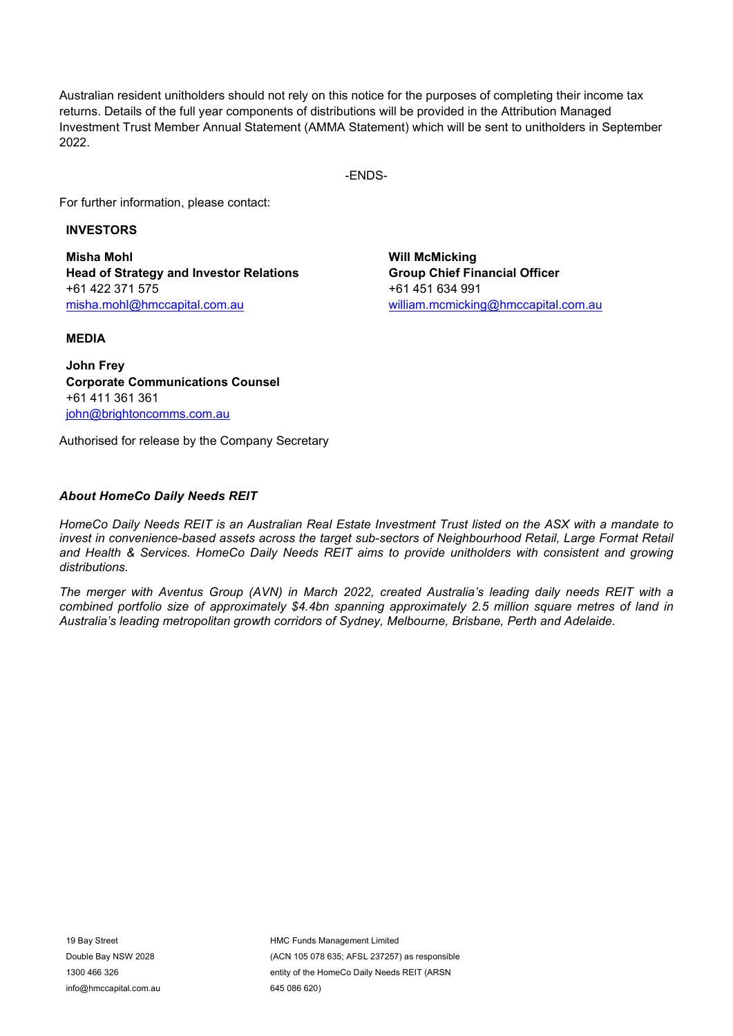Australian resident unitholders should not rely on this notice for the purposes of completing their income tax returns. Details of the full year components of distributions will be provided in the Attribution Managed Investment Trust Member Annual Statement (AMMA Statement) which will be sent to unitholders in September 2022.

-ENDS-

For further information, please contact:

**INVESTORS**

**Misha Mohl**
**Head of Strategy and Investor Relations**
+61 422 371 575
misha.mohl@hmccapital.com.au

**Will McMicking**
**Group Chief Financial Officer**
+61 451 634 991
william.mcmicking@hmccapital.com.au

**MEDIA**

**John Frey**
**Corporate Communications Counsel**
+61 411 361 361
john@brightoncomms.com.au

Authorised for release by the Company Secretary

***About HomeCo Daily Needs REIT***

*HomeCo Daily Needs REIT is an Australian Real Estate Investment Trust listed on the ASX with a mandate to invest in convenience-based assets across the target sub-sectors of Neighbourhood Retail, Large Format Retail and Health & Services. HomeCo Daily Needs REIT aims to provide unitholders with consistent and growing distributions.*

*The merger with Aventus Group (AVN) in March 2022, created Australia's leading daily needs REIT with a combined portfolio size of approximately $4.4bn spanning approximately 2.5 million square metres of land in Australia's leading metropolitan growth corridors of Sydney, Melbourne, Brisbane, Perth and Adelaide.*

19 Bay Street
Double Bay NSW 2028
1300 466 326
info@hmccapital.com.au

HMC Funds Management Limited
(ACN 105 078 635; AFSL 237257) as responsible entity of the HomeCo Daily Needs REIT (ARSN 645 086 620)